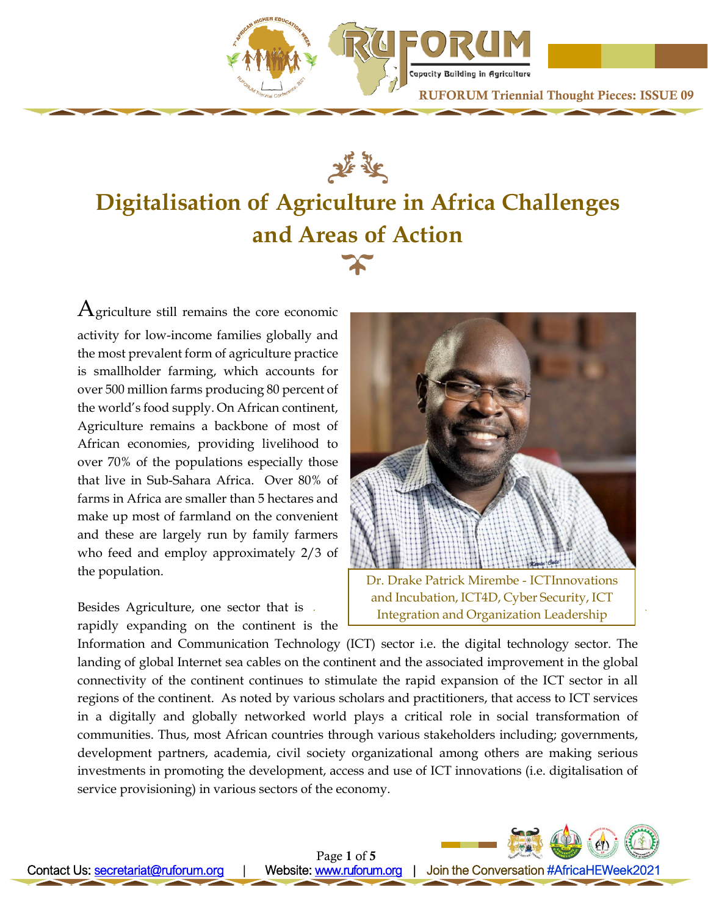# Digitalisation of Agriculture in Africa Challenges and Areas of Action

Agriculture still remains the core economic activity for low-income families globally and the most prevalent form of agriculture practice is smallholder farming, which accounts for over 500 million farms producing 80 percent of the world's food supply. On African continent, Agriculture remains a backbone of most of African economies, providing livelihood to over 70% of the populations especially those that live in Sub-Sahara Africa. Over 80% of farms in Africa are smaller than 5 hectares and make up most of farmland on the convenient and these are largely run by family farmers who feed and employ approximately 2/3 of the population.

Dr. Drake Patrick Mirembe - ICTInnovations and Incubation, ICT4D, Cyber Security, ICT Integration and Organization Leadership

Besides Agriculture, one sector that is rapidly expanding on the continent is the Information and Communication Technology (ICT) sector i.e. the digital technology sector. The landing of global Internet sea cables on the continent and the associated improvement in the global connectivity of the continent continues to stimulate the rapid expansion of the ICT sector in all regions of the continent. As noted by various scholars and practitioners, that access to ICT services in a digitally and globally networked world plays a critical role in social transformation of communities. Thus, most African countries through various stakeholders including; governments, development partners, academia, civil society organizational among others are making serious investments in promoting the development, access and use of ICT innovations (i.e. digitalisation of service provisioning) in various sectors of the economy.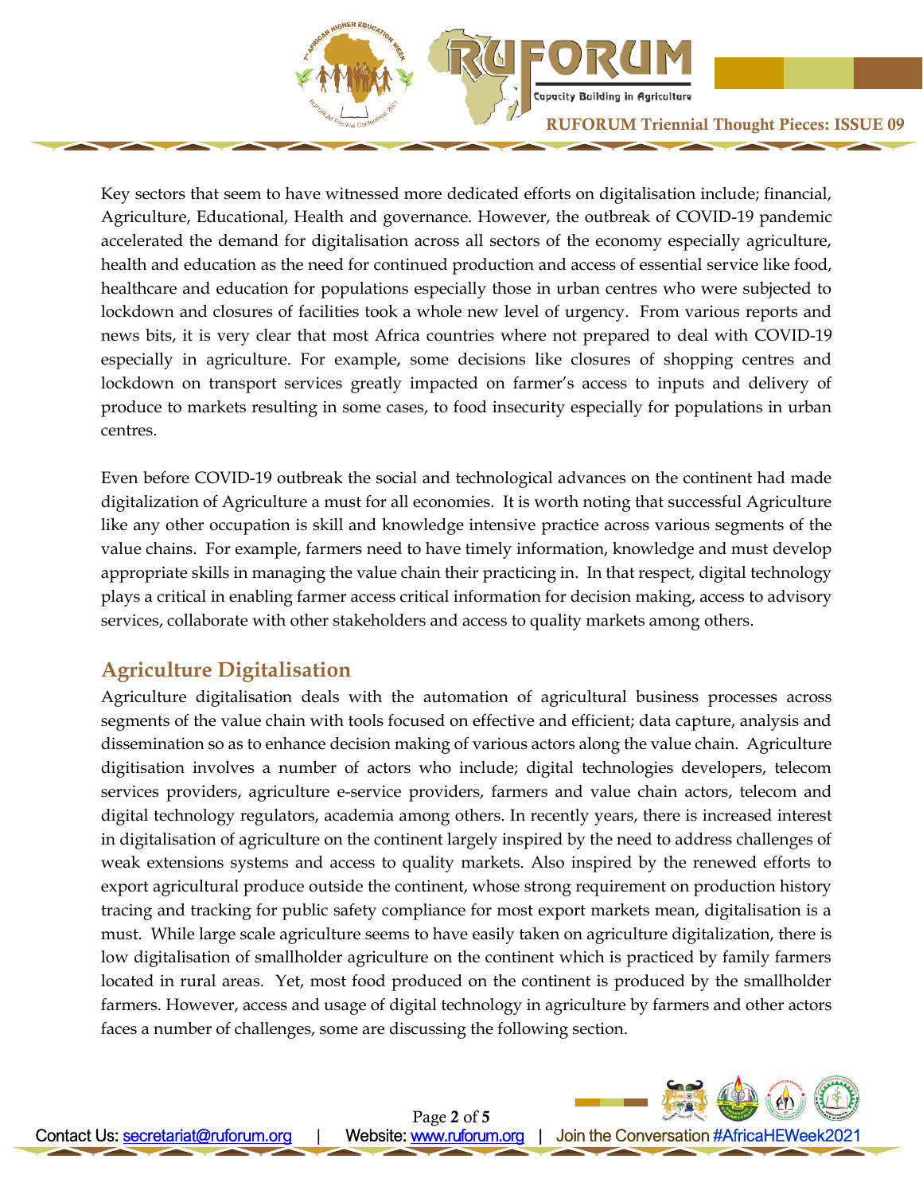Key sectors that seem to have witnessed more dedicated efforts on digitalisation include; financial, Agriculture, Educational, Health and governance. However, the outbreak of COVID-19 pandemic accelerated the demand for digitalisation across all sectors of the economy especially agriculture, health and education as the need for continued production and access of essential service like food, healthcare and education for populations especially those in urban centres who were subjected to lockdown and closures of facilities took a whole new level of urgency. From various reports and news bits, it is very clear that most Africa countries where not prepared to deal with COVID-19 especially in agriculture. For example, some decisions like closures of shopping centres and lockdown on transport services greatly impacted on farmer's access to inputs and delivery of produce to markets resulting in some cases, to food insecurity especially for populations in urban centres.

Even before COVID-19 outbreak the social and technological advances on the continent had made digitalization of Agriculture a must for all economies. It is worth noting that successful Agriculture like any other occupation is skill and knowledge intensive practice across various segments of the value chains. For example, farmers need to have timely information, knowledge and must develop appropriate skills in managing the value chain their practicing in. In that respect, digital technology plays a critical in enabling farmer access critical information for decision making, access to advisory services, collaborate with other stakeholders and access to quality markets among others.

## Agriculture Digitalisation

Agriculture digitalisation deals with the automation of agricultural business processes across segments of the value chain with tools focused on effective and efficient; data capture, analysis and dissemination so as to enhance decision making of various actors along the value chain. Agriculture digitisation involves a number of actors who include; digital technologies developers, telecom services providers, agriculture e-service providers, farmers and value chain actors, telecom and digital technology regulators, academia among others. In recently years, there is increased interest in digitalisation of agriculture on the continent largely inspired by the need to address challenges of weak extensions systems and access to quality markets. Also inspired by the renewed efforts to export agricultural produce outside the continent, whose strong requirement on production history tracing and tracking for public safety compliance for most export markets mean, digitalisation is a must. While large scale agriculture seems to have easily taken on agriculture digitalization, there is low digitalisation of smallholder agriculture on the continent which is practiced by family farmers located in rural areas. Yet, most food produced on the continent is produced by the smallholder farmers. However, access and usage of digital technology in agriculture by farmers and other actors faces a number of challenges, some are discussing the following section.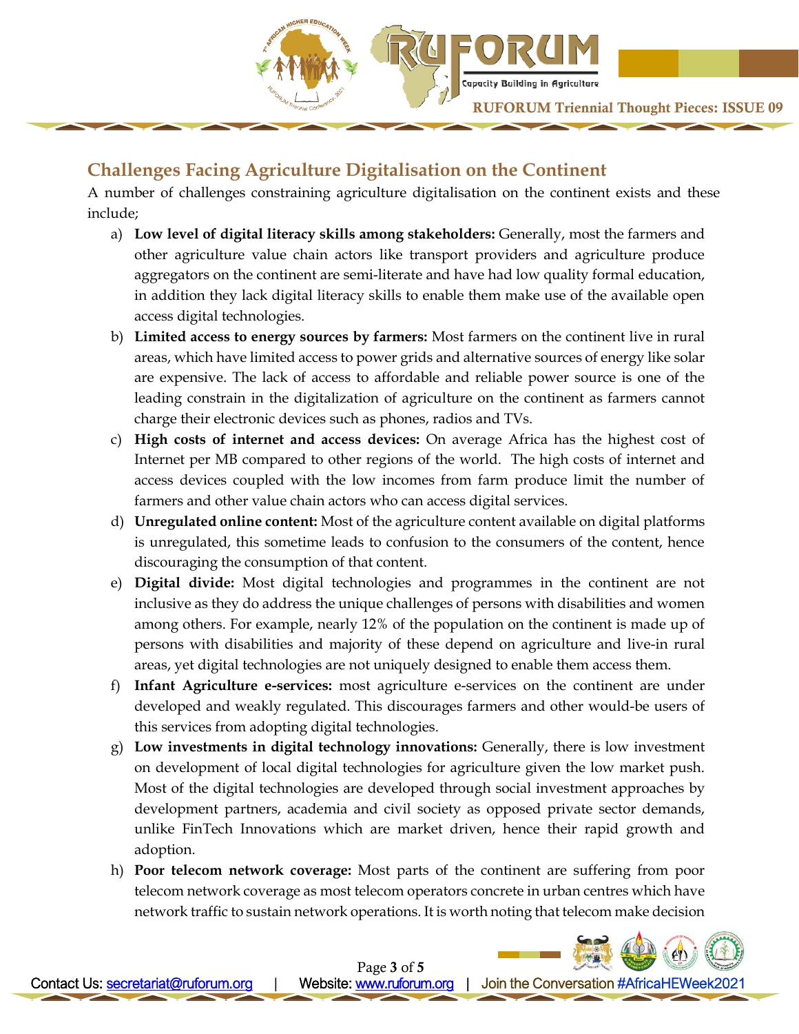## Challenges Facing Agriculture Digitalisation on the Continent

A number of challenges constraining agriculture digitalisation on the continent exists and these include;

a) **Low level of digital literacy skills among stakeholders:** Generally, most the farmers and other agriculture value chain actors like transport providers and agriculture produce aggregators on the continent are semi-literate and have had low quality formal education, in addition they lack digital literacy skills to enable them make use of the available open access digital technologies.

b) **Limited access to energy sources by farmers:** Most farmers on the continent live in rural areas, which have limited access to power grids and alternative sources of energy like solar are expensive. The lack of access to affordable and reliable power source is one of the leading constrain in the digitalization of agriculture on the continent as farmers cannot charge their electronic devices such as phones, radios and TVs.

c) **High costs of internet and access devices:** On average Africa has the highest cost of Internet per MB compared to other regions of the world. The high costs of internet and access devices coupled with the low incomes from farm produce limit the number of farmers and other value chain actors who can access digital services.

d) **Unregulated online content:** Most of the agriculture content available on digital platforms is unregulated, this sometime leads to confusion to the consumers of the content, hence discouraging the consumption of that content.

e) **Digital divide:** Most digital technologies and programmes in the continent are not inclusive as they do address the unique challenges of persons with disabilities and women among others. For example, nearly 12% of the population on the continent is made up of persons with disabilities and majority of these depend on agriculture and live-in rural areas, yet digital technologies are not uniquely designed to enable them access them.

f) **Infant Agriculture e-services:** most agriculture e-services on the continent are under developed and weakly regulated. This discourages farmers and other would-be users of this services from adopting digital technologies.

g) **Low investments in digital technology innovations:** Generally, there is low investment on development of local digital technologies for agriculture given the low market push. Most of the digital technologies are developed through social investment approaches by development partners, academia and civil society as opposed private sector demands, unlike FinTech Innovations which are market driven, hence their rapid growth and adoption.

h) **Poor telecom network coverage:** Most parts of the continent are suffering from poor telecom network coverage as most telecom operators concrete in urban centres which have network traffic to sustain network operations. It is worth noting that telecom make decision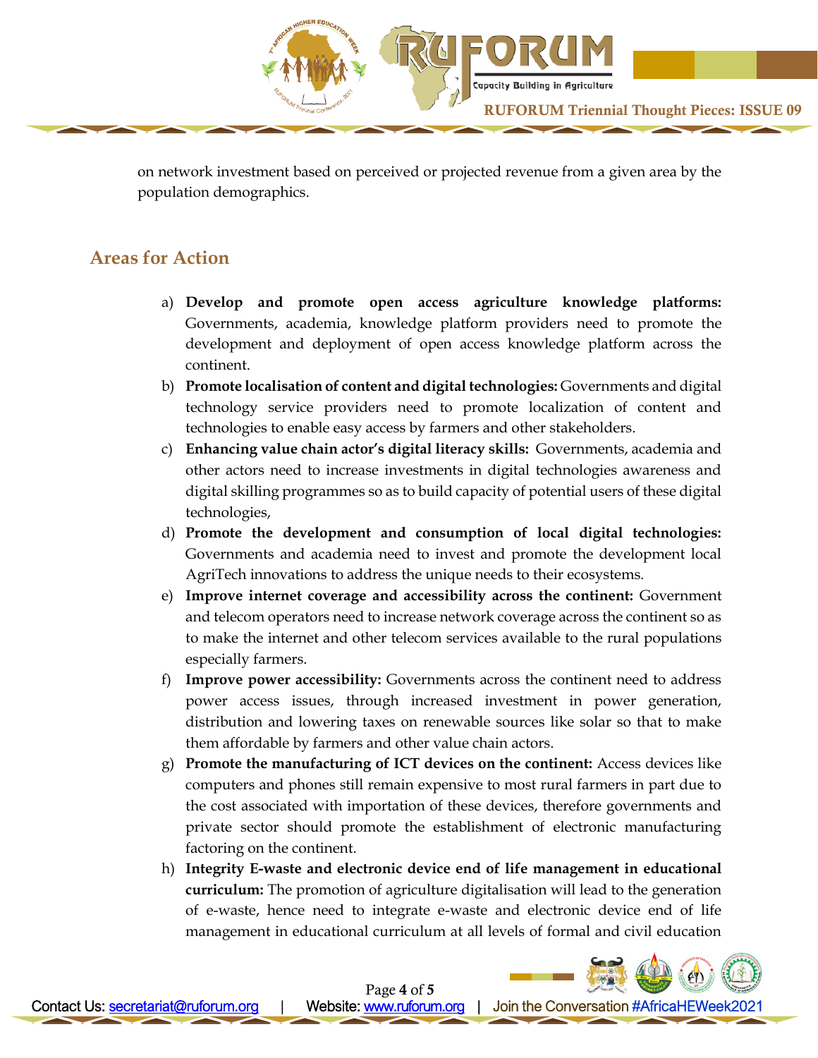on network investment based on perceived or projected revenue from a given area by the population demographics.

## Areas for Action

a) **Develop and promote open access agriculture knowledge platforms:** Governments, academia, knowledge platform providers need to promote the development and deployment of open access knowledge platform across the continent.

b) **Promote localisation of content and digital technologies:** Governments and digital technology service providers need to promote localization of content and technologies to enable easy access by farmers and other stakeholders.

c) **Enhancing value chain actor's digital literacy skills:** Governments, academia and other actors need to increase investments in digital technologies awareness and digital skilling programmes so as to build capacity of potential users of these digital technologies,

d) **Promote the development and consumption of local digital technologies:** Governments and academia need to invest and promote the development local AgriTech innovations to address the unique needs to their ecosystems.

e) **Improve internet coverage and accessibility across the continent:** Government and telecom operators need to increase network coverage across the continent so as to make the internet and other telecom services available to the rural populations especially farmers.

f) **Improve power accessibility:** Governments across the continent need to address power access issues, through increased investment in power generation, distribution and lowering taxes on renewable sources like solar so that to make them affordable by farmers and other value chain actors.

g) **Promote the manufacturing of ICT devices on the continent:** Access devices like computers and phones still remain expensive to most rural farmers in part due to the cost associated with importation of these devices, therefore governments and private sector should promote the establishment of electronic manufacturing factoring on the continent.

h) **Integrity E-waste and electronic device end of life management in educational curriculum:** The promotion of agriculture digitalisation will lead to the generation of e-waste, hence need to integrate e-waste and electronic device end of life management in educational curriculum at all levels of formal and civil education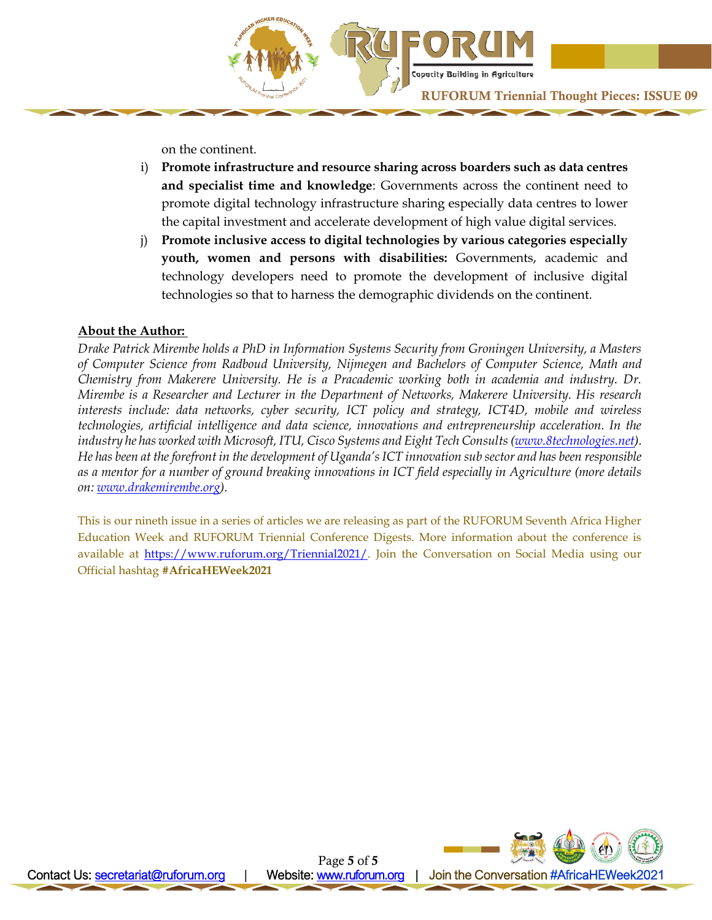on the continent.

i) **Promote infrastructure and resource sharing across boarders such as data centres and specialist time and knowledge**: Governments across the continent need to promote digital technology infrastructure sharing especially data centres to lower the capital investment and accelerate development of high value digital services.

j) **Promote inclusive access to digital technologies by various categories especially youth, women and persons with disabilities:** Governments, academic and technology developers need to promote the development of inclusive digital technologies so that to harness the demographic dividends on the continent.

**About the Author:**

*Drake Patrick Mirembe holds a PhD in Information Systems Security from Groningen University, a Masters of Computer Science from Radboud University, Nijmegen and Bachelors of Computer Science, Math and Chemistry from Makerere University. He is a Pracademic working both in academia and industry. Dr. Mirembe is a Researcher and Lecturer in the Department of Networks, Makerere University. His research interests include: data networks, cyber security, ICT policy and strategy, ICT4D, mobile and wireless technologies, artificial intelligence and data science, innovations and entrepreneurship acceleration. In the industry he has worked with Microsoft, ITU, Cisco Systems and Eight Tech Consults (www.8technologies.net). He has been at the forefront in the development of Uganda's ICT innovation sub sector and has been responsible as a mentor for a number of ground breaking innovations in ICT field especially in Agriculture (more details on: www.drakemirembe.org).*

This is our nineth issue in a series of articles we are releasing as part of the RUFORUM Seventh Africa Higher Education Week and RUFORUM Triennial Conference Digests. More information about the conference is available at https://www.ruforum.org/Triennial2021/. Join the Conversation on Social Media using our Official hashtag **#AfricaHEWeek2021**